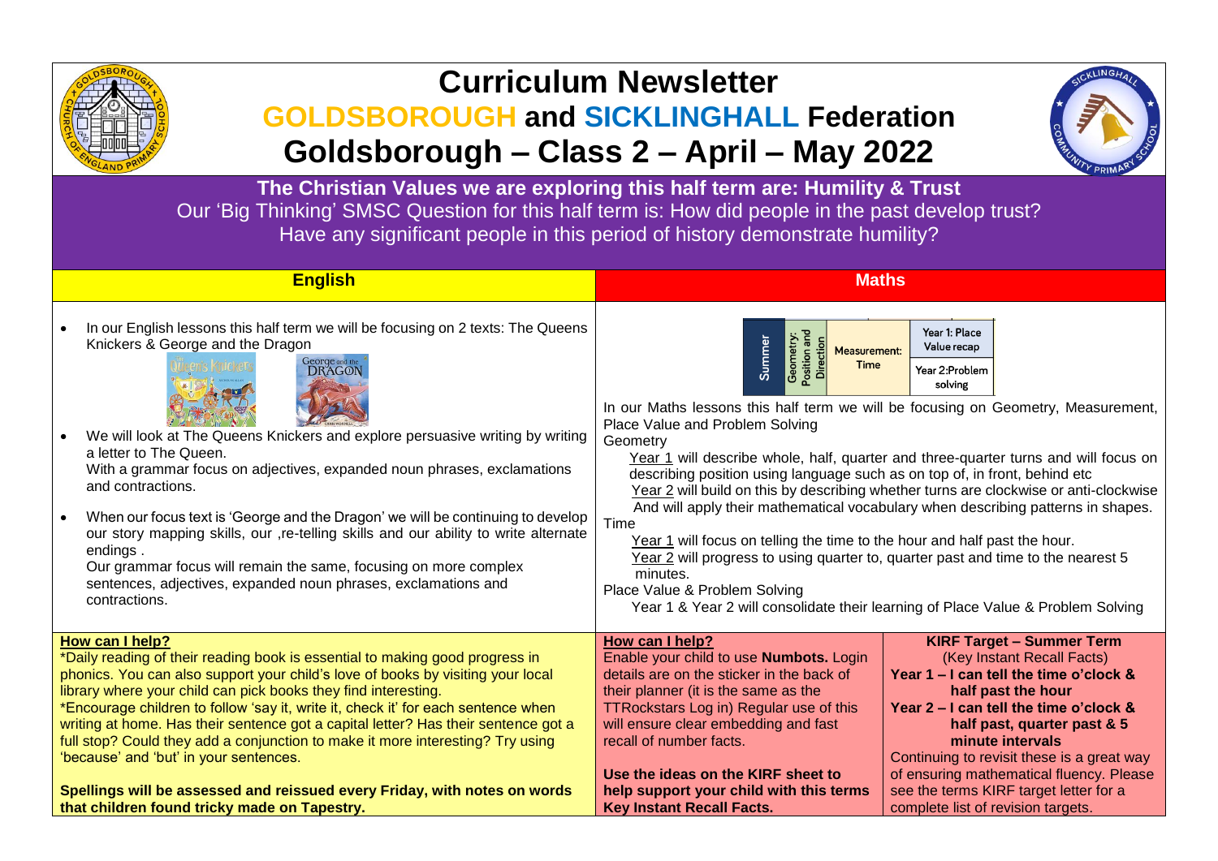# Curriculum Newsletter

## GOLDSBOROUGH and SICKLINGHALL Federation

## Goldsborough – Class 2 – April – May 2022

**The Christian Values we are exploring this half term are: Humility & Trust**

Our 'Big Thinking' SMSC Question for this half term is: How did people in the past develop trust? Have any significant people in this period of history demonstrate humility?

## English

- In our English lessons this half term we will be focusing on 2 texts: The Queens Knickers & George and the Dragon
- We will look at The Queens Knickers and explore persuasive writing by writing a letter to The Queen. With a grammar focus on adjectives, expanded noun phrases, exclamations and contractions.
- When our focus text is 'George and the Dragon' we will be continuing to develop our story mapping skills, our ,re-telling skills and our ability to write alternate endings . Our grammar focus will remain the same, focusing on more complex sentences, adjectives, expanded noun phrases, exclamations and contractions.

**How can I help?**

*Daily reading of their reading book is essential to making good progress in phonics. You can also support your child's love of books by visiting your local library where your child can pick books they find interesting.

*Encourage children to follow 'say it, write it, check it' for each sentence when writing at home. Has their sentence got a capital letter? Has their sentence got a full stop? Could they add a conjunction to make it more interesting? Try using 'because' and 'but' in your sentences.

**Spellings will be assessed and reissued every Friday, with notes on words that children found tricky made on Tapestry.**

## Maths

| Summer | Geometry: Position and Direction | Measurement: Time | Year 1: Place Value recap / Year 2: Problem solving |
|---|---|---|---|

In our Maths lessons this half term we will be focusing on Geometry, Measurement, Place Value and Problem Solving

Geometry

Year 1 will describe whole, half, quarter and three-quarter turns and will focus on describing position using language such as on top of, in front, behind etc

Year 2 will build on this by describing whether turns are clockwise or anti-clockwise And will apply their mathematical vocabulary when describing patterns in shapes.

Time

Year 1 will focus on telling the time to the hour and half past the hour.

Year 2 will progress to using quarter to, quarter past and time to the nearest 5 minutes.

Place Value & Problem Solving

Year 1 & Year 2 will consolidate their learning of Place Value & Problem Solving

**How can I help?**

Enable your child to use **Numbots.** Login details are on the sticker in the back of their planner (it is the same as the TTRockstars Log in) Regular use of this will ensure clear embedding and fast recall of number facts.

**Use the ideas on the KIRF sheet to help support your child with this terms Key Instant Recall Facts.**

**KIRF Target – Summer Term**

(Key Instant Recall Facts)

**Year 1 – I can tell the time o'clock & half past the hour**

**Year 2 – I can tell the time o'clock & half past, quarter past & 5 minute intervals**

Continuing to revisit these is a great way of ensuring mathematical fluency. Please see the terms KIRF target letter for a complete list of revision targets.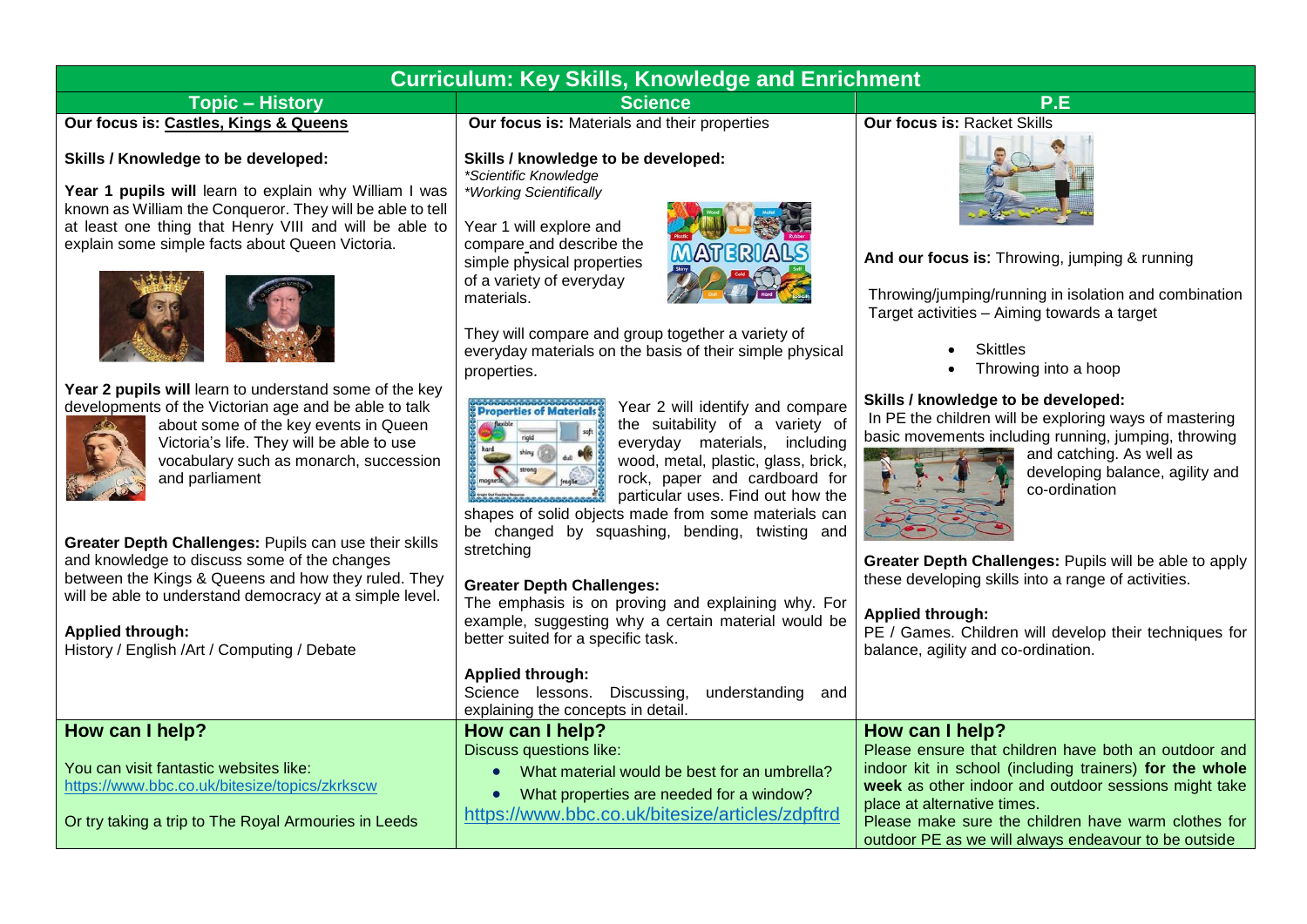# Curriculum: Key Skills, Knowledge and Enrichment

## Topic – History

**Our focus is: Castles, Kings & Queens**

**Skills / Knowledge to be developed:**

**Year 1 pupils will** learn to explain why William I was known as William the Conqueror. They will be able to tell at least one thing that Henry VIII and will be able to explain some simple facts about Queen Victoria.

**Year 2 pupils will** learn to understand some of the key developments of the Victorian age and be able to talk about some of the key events in Queen Victoria's life. They will be able to use vocabulary such as monarch, succession and parliament

**Greater Depth Challenges:** Pupils can use their skills and knowledge to discuss some of the changes between the Kings & Queens and how they ruled. They will be able to understand democracy at a simple level.

**Applied through:**
History / English /Art / Computing / Debate

### How can I help?

You can visit fantastic websites like:
https://www.bbc.co.uk/bitesize/topics/zkrkscw

Or try taking a trip to The Royal Armouries in Leeds

## Science

**Our focus is:** Materials and their properties

**Skills / knowledge to be developed:**
*\*Scientific Knowledge*
*\*Working Scientifically*

Year 1 will explore and compare and describe the simple physical properties of a variety of everyday materials.

They will compare and group together a variety of everyday materials on the basis of their simple physical properties.

Year 2 will identify and compare the suitability of a variety of everyday materials, including wood, metal, plastic, glass, brick, rock, paper and cardboard for particular uses. Find out how the shapes of solid objects made from some materials can be changed by squashing, bending, twisting and stretching

**Greater Depth Challenges:**
The emphasis is on proving and explaining why. For example, suggesting why a certain material would be better suited for a specific task.

**Applied through:**
Science lessons. Discussing, understanding and explaining the concepts in detail.

### How can I help?

Discuss questions like:

- What material would be best for an umbrella?
- What properties are needed for a window?

https://www.bbc.co.uk/bitesize/articles/zdpftrd

## P.E

**Our focus is:** Racket Skills

**And our focus is:** Throwing, jumping & running

Throwing/jumping/running in isolation and combination
Target activities – Aiming towards a target

- Skittles
- Throwing into a hoop

**Skills / knowledge to be developed:**
In PE the children will be exploring ways of mastering basic movements including running, jumping, throwing and catching. As well as developing balance, agility and co-ordination

**Greater Depth Challenges:** Pupils will be able to apply these developing skills into a range of activities.

**Applied through:**
PE / Games. Children will develop their techniques for balance, agility and co-ordination.

### How can I help?

Please ensure that children have both an outdoor and indoor kit in school (including trainers) **for the whole week** as other indoor and outdoor sessions might take place at alternative times.
Please make sure the children have warm clothes for outdoor PE as we will always endeavour to be outside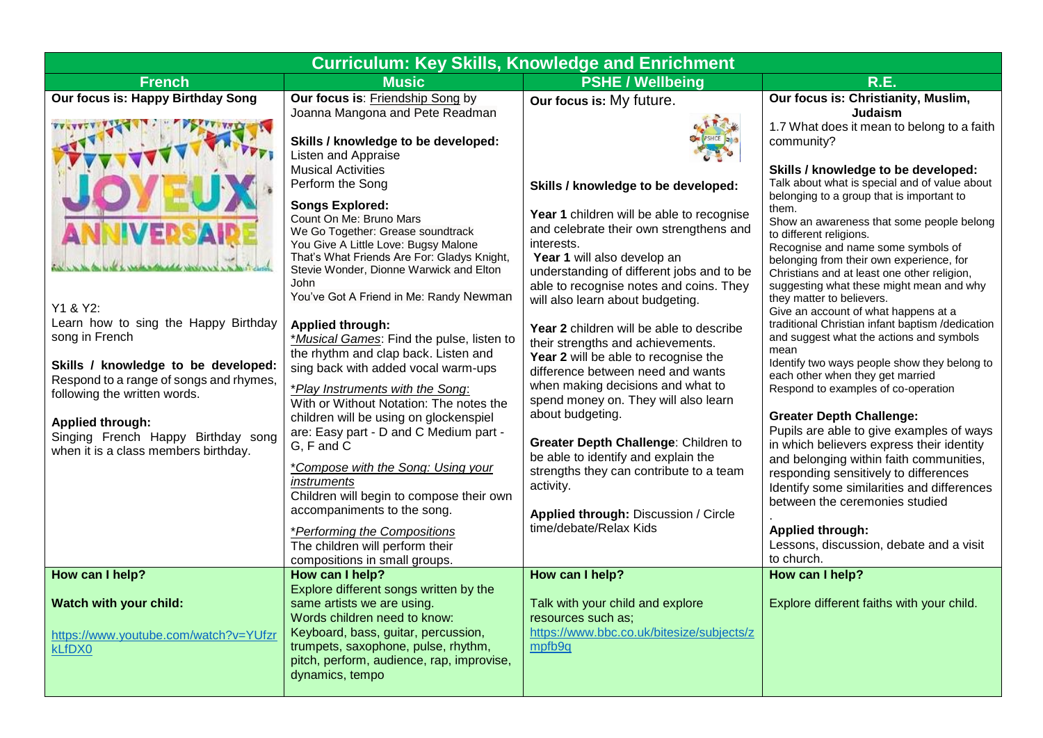| Curriculum: Key Skills, Knowledge and Enrichment | | | |
|---|---|---|---|
| **French** | **Music** | **PSHE / Wellbeing** | **R.E.** |
| **Our focus is: Happy Birthday Song**<br><br>Y1 & Y2:<br>Learn how to sing the Happy Birthday song in French<br><br>**Skills / knowledge to be developed:** Respond to a range of songs and rhymes, following the written words.<br><br>**Applied through:**<br>Singing French Happy Birthday song when it is a class members birthday. | **Our focus is**: Friendship Song by Joanna Mangona and Pete Readman<br><br>**Skills / knowledge to be developed:**<br>Listen and Appraise<br>Musical Activities<br>Perform the Song<br><br>**Songs Explored:**<br>Count On Me: Bruno Mars<br>We Go Together: Grease soundtrack<br>You Give A Little Love: Bugsy Malone<br>That's What Friends Are For: Gladys Knight, Stevie Wonder, Dionne Warwick and Elton John<br>You've Got A Friend in Me: Randy Newman<br><br>**Applied through:**<br>*Musical Games*: Find the pulse, listen to the rhythm and clap back. Listen and sing back with added vocal warm-ups<br><br>*Play Instruments with the Song*:<br>With or Without Notation: The notes the children will be using on glockenspiel are: Easy part - D and C Medium part - G, F and C<br><br>*Compose with the Song: Using your instruments*<br>Children will begin to compose their own accompaniments to the song.<br><br>*Performing the Compositions*<br>The children will perform their compositions in small groups. | **Our focus is:** My future.<br><br>**Skills / knowledge to be developed:**<br><br>**Year 1** children will be able to recognise and celebrate their own strengthens and interests.<br>**Year 1** will also develop an understanding of different jobs and to be able to recognise notes and coins. They will also learn about budgeting.<br><br>**Year 2** children will be able to describe their strengths and achievements.<br>**Year 2** will be able to recognise the difference between need and wants when making decisions and what to spend money on. They will also learn about budgeting.<br><br>**Greater Depth Challenge**: Children to be able to identify and explain the strengths they can contribute to a team activity.<br><br>**Applied through:** Discussion / Circle time/debate/Relax Kids | **Our focus is: Christianity, Muslim, Judaism**<br>1.7 What does it mean to belong to a faith community?<br><br>**Skills / knowledge to be developed:**<br>Talk about what is special and of value about belonging to a group that is important to them.<br>Show an awareness that some people belong to different religions.<br>Recognise and name some symbols of belonging from their own experience, for Christians and at least one other religion, suggesting what these might mean and why they matter to believers.<br>Give an account of what happens at a traditional Christian infant baptism /dedication and suggest what the actions and symbols mean<br>Identify two ways people show they belong to each other when they get married<br>Respond to examples of co-operation<br><br>**Greater Depth Challenge:**<br>Pupils are able to give examples of ways in which believers express their identity and belonging within faith communities, responding sensitively to differences<br>Identify some similarities and differences between the ceremonies studied<br>.<br>**Applied through:**<br>Lessons, discussion, debate and a visit to church. |
| **How can I help?**<br><br>**Watch with your child:**<br><br>https://www.youtube.com/watch?v=YUfzrkLfDX0 | **How can I help?**<br>Explore different songs written by the same artists we are using.<br>Words children need to know:<br>Keyboard, bass, guitar, percussion, trumpets, saxophone, pulse, rhythm, pitch, perform, audience, rap, improvise, dynamics, tempo | **How can I help?**<br><br>Talk with your child and explore resources such as;<br>https://www.bbc.co.uk/bitesize/subjects/zmpfb9q | **How can I help?**<br><br>Explore different faiths with your child. |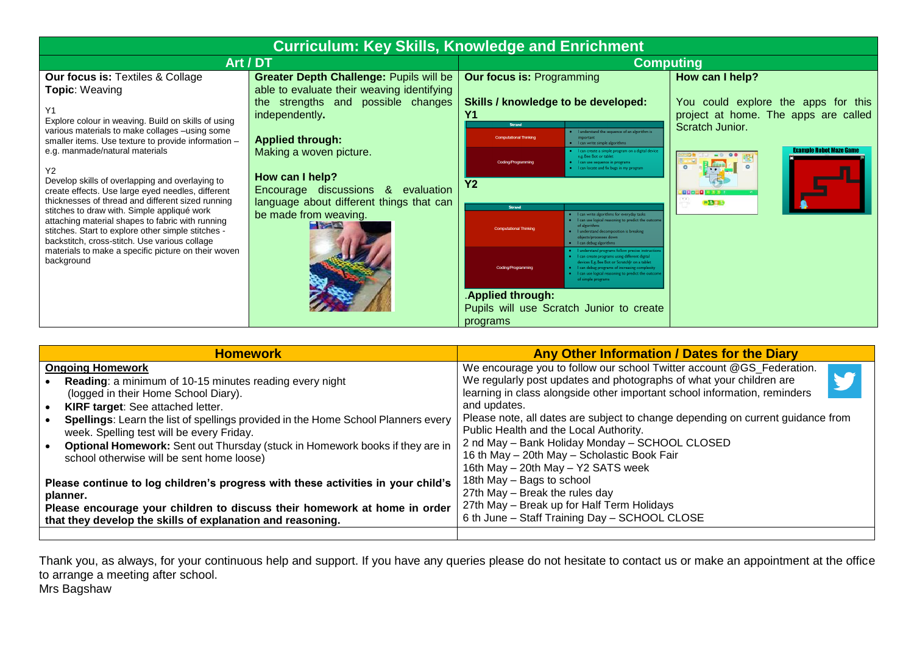# Curriculum: Key Skills, Knowledge and Enrichment

| Art / DT | | Computing | |
|---|---|---|---|
| **Our focus is:** Textiles & Collage<br>**Topic**: Weaving<br><br>Y1<br>Explore colour in weaving. Build on skills of using various materials to make collages –using some smaller items. Use texture to provide information – e.g. manmade/natural materials<br><br>Y2<br>Develop skills of overlapping and overlaying to create effects. Use large eyed needles, different thicknesses of thread and different sized running stitches to draw with. Simple appliqué work attaching material shapes to fabric with running stitches. Start to explore other simple stitches - backstitch, cross-stitch. Use various collage materials to make a specific picture on their woven background | **Greater Depth Challenge:** Pupils will be able to evaluate their weaving identifying the strengths and possible changes independently.<br><br>**Applied through:**<br>Making a woven picture.<br><br>**How can I help?**<br>Encourage discussions & evaluation language about different things that can be made from weaving. | **Our focus is:** Programming<br><br>**Skills / knowledge to be developed:**<br>**Y1**<br>Strand – Computational Thinking: • I understand the sequence of an algorithm is important • I can write simple algorithms<br>Coding/Programming: • I can create a simple program on a digital device e.g. Bee Bot or tablet • I can use sequence in programs • I can locate and fix bugs in my program<br><br>**Y2**<br>Strand – Computational Thinking: • I can write algorithms for everyday tasks • I can use logical reasoning to predict the outcome of algorithms • I understand decomposition is breaking objects/processes down • I can debug algorithms<br>Coding/Programming: • I understand programs follow precise instructions • I can create programs using different digital devices E.g. Bee Bot or ScratchJr on a tablet • I can debug programs of increasing complexity • I can use logical reasoning to predict the outcome of simple programs<br><br>.**Applied through:**<br>Pupils will use Scratch Junior to create programs | **How can I help?**<br><br>You could explore the apps for this project at home. The apps are called Scratch Junior.<br><br>Example Robot Maze Game |

| Homework | Any Other Information / Dates for the Diary |
|---|---|
| **Ongoing Homework**<br>• **Reading**: a minimum of 10-15 minutes reading every night (logged in their Home School Diary).<br>• **KIRF target**: See attached letter.<br>• **Spellings**: Learn the list of spellings provided in the Home School Planners every week. Spelling test will be every Friday.<br>• **Optional Homework:** Sent out Thursday (stuck in Homework books if they are in school otherwise will be sent home loose)<br><br>**Please continue to log children's progress with these activities in your child's planner.**<br>**Please encourage your children to discuss their homework at home in order that they develop the skills of explanation and reasoning.** | We encourage you to follow our school Twitter account @GS_Federation. We regularly post updates and photographs of what your children are learning in class alongside other important school information, reminders and updates.<br>Please note, all dates are subject to change depending on current guidance from Public Health and the Local Authority.<br>2 nd May – Bank Holiday Monday – SCHOOL CLOSED<br>16 th May – 20th May – Scholastic Book Fair<br>16th May – 20th May – Y2 SATS week<br>18th May – Bags to school<br>27th May – Break the rules day<br>27th May – Break up for Half Term Holidays<br>6 th June – Staff Training Day – SCHOOL CLOSE |

Thank you, as always, for your continuous help and support. If you have any queries please do not hesitate to contact us or make an appointment at the office to arrange a meeting after school.

Mrs Bagshaw